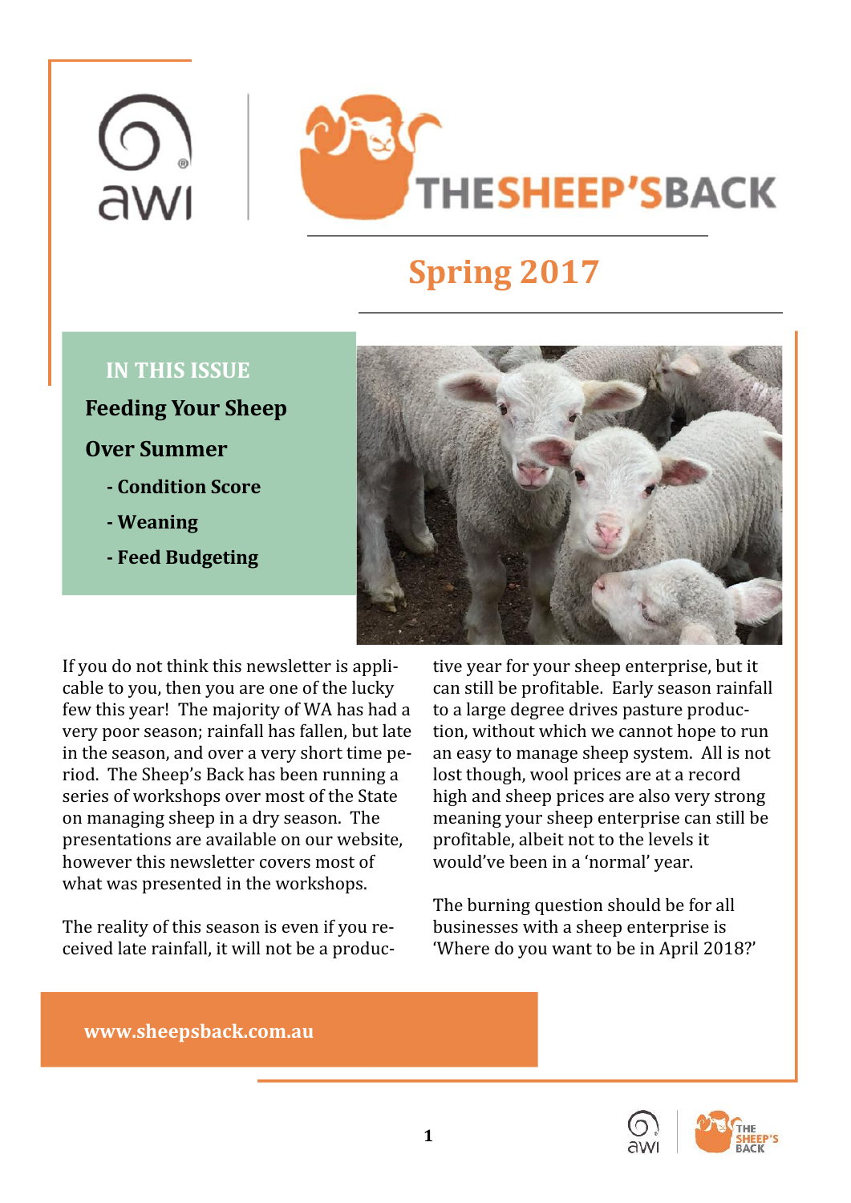# THE SHEEP'S BACK

## Spring 2017

**IN THIS ISSUE**

**Feeding Your Sheep Over Summer**

- **Condition Score**
- **Weaning**
- **Feed Budgeting**

If you do not think this newsletter is applicable to you, then you are one of the lucky few this year! The majority of WA has had a very poor season; rainfall has fallen, but late in the season, and over a very short time period. The Sheep's Back has been running a series of workshops over most of the State on managing sheep in a dry season. The presentations are available on our website, however this newsletter covers most of what was presented in the workshops.

The reality of this season is even if you received late rainfall, it will not be a productive year for your sheep enterprise, but it can still be profitable. Early season rainfall to a large degree drives pasture production, without which we cannot hope to run an easy to manage sheep system. All is not lost though, wool prices are at a record high and sheep prices are also very strong meaning your sheep enterprise can still be profitable, albeit not to the levels it would've been in a 'normal' year.

The burning question should be for all businesses with a sheep enterprise is 'Where do you want to be in April 2018?'

**www.sheepsback.com.au**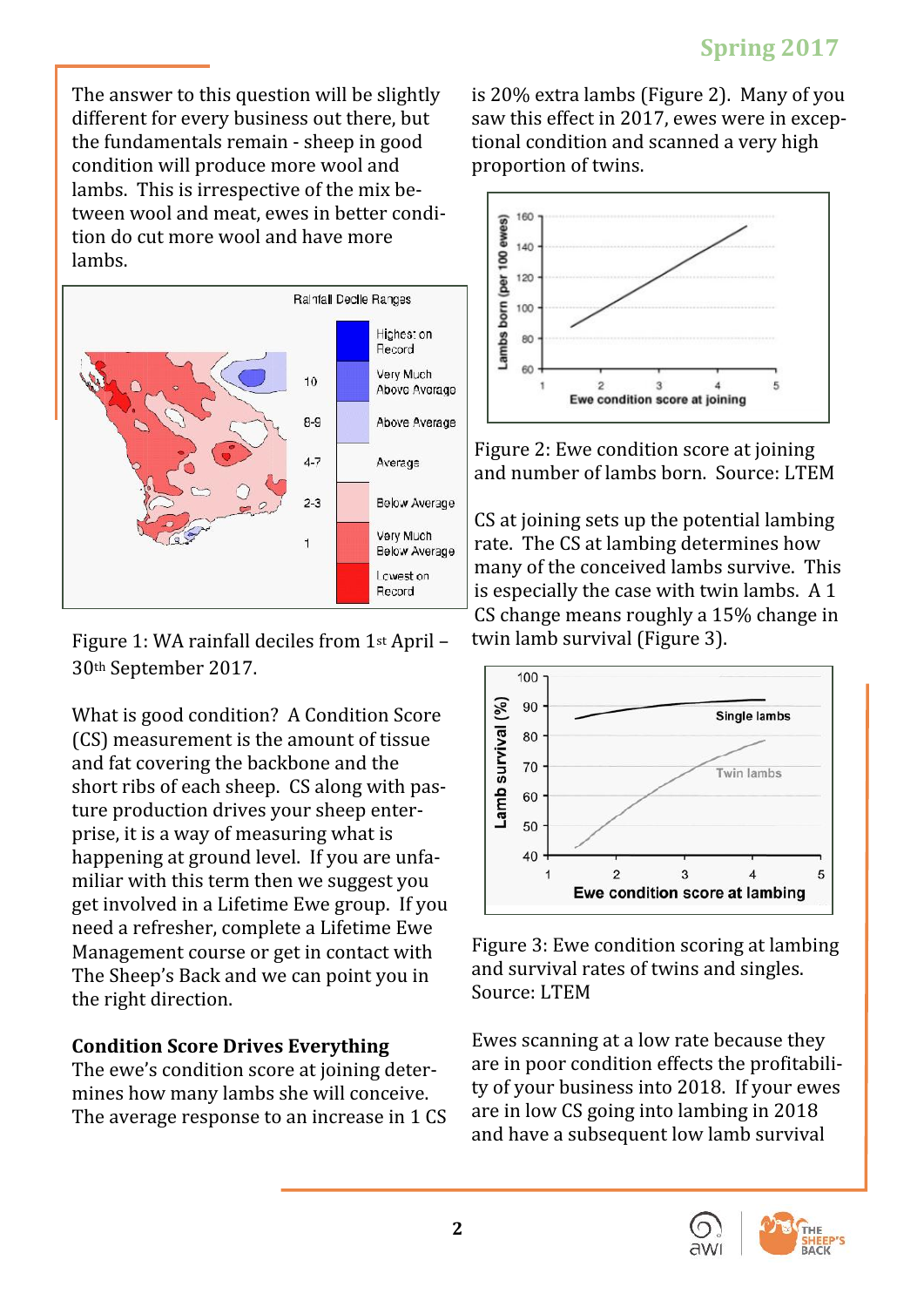The answer to this question will be slightly different for every business out there, but the fundamentals remain - sheep in good condition will produce more wool and lambs. This is irrespective of the mix between wool and meat, ewes in better condition do cut more wool and have more lambs.

Figure 1: WA rainfall deciles from 1st April – 30th September 2017.

What is good condition? A Condition Score (CS) measurement is the amount of tissue and fat covering the backbone and the short ribs of each sheep. CS along with pasture production drives your sheep enterprise, it is a way of measuring what is happening at ground level. If you are unfamiliar with this term then we suggest you get involved in a Lifetime Ewe group. If you need a refresher, complete a Lifetime Ewe Management course or get in contact with The Sheep's Back and we can point you in the right direction.

**Condition Score Drives Everything**

The ewe's condition score at joining determines how many lambs she will conceive. The average response to an increase in 1 CS is 20% extra lambs (Figure 2). Many of you saw this effect in 2017, ewes were in exceptional condition and scanned a very high proportion of twins.

Figure 2: Ewe condition score at joining and number of lambs born. Source: LTEM

CS at joining sets up the potential lambing rate. The CS at lambing determines how many of the conceived lambs survive. This is especially the case with twin lambs. A 1 CS change means roughly a 15% change in twin lamb survival (Figure 3).

Figure 3: Ewe condition scoring at lambing and survival rates of twins and singles. Source: LTEM

Ewes scanning at a low rate because they are in poor condition effects the profitability of your business into 2018. If your ewes are in low CS going into lambing in 2018 and have a subsequent low lamb survival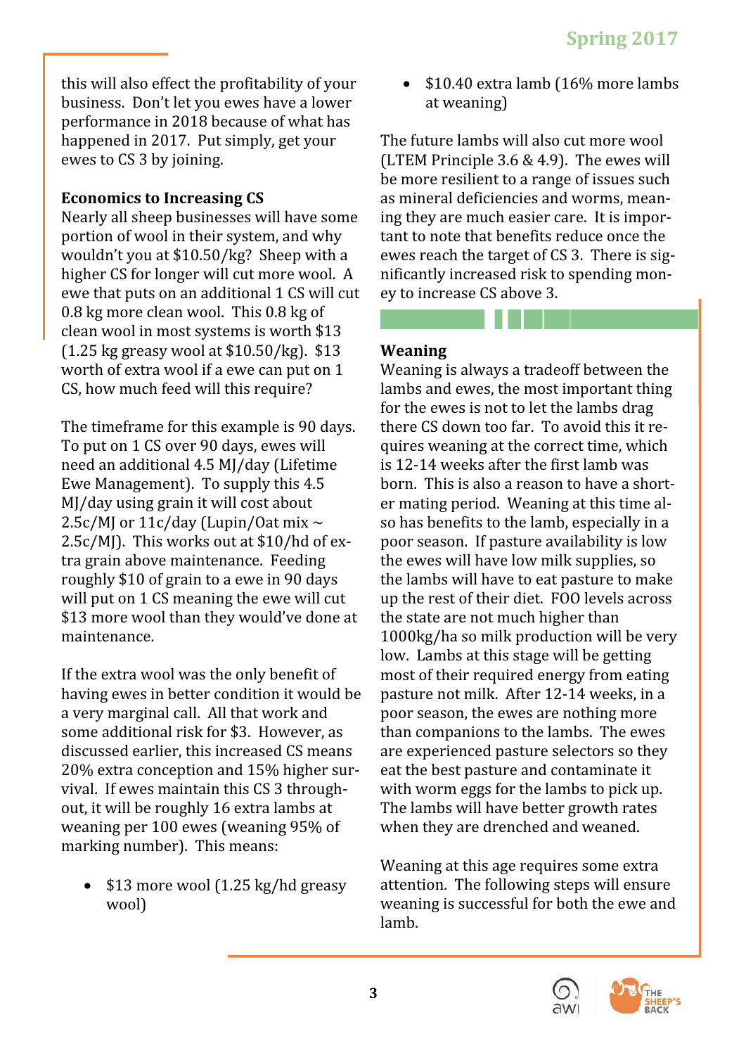this will also effect the profitability of your business. Don't let you ewes have a lower performance in 2018 because of what has happened in 2017. Put simply, get your ewes to CS 3 by joining.

**Economics to Increasing CS**

Nearly all sheep businesses will have some portion of wool in their system, and why wouldn't you at $10.50/kg? Sheep with a higher CS for longer will cut more wool. A ewe that puts on an additional 1 CS will cut 0.8 kg more clean wool. This 0.8 kg of clean wool in most systems is worth $13 (1.25 kg greasy wool at $10.50/kg). $13 worth of extra wool if a ewe can put on 1 CS, how much feed will this require?

The timeframe for this example is 90 days. To put on 1 CS over 90 days, ewes will need an additional 4.5 MJ/day (Lifetime Ewe Management). To supply this 4.5 MJ/day using grain it will cost about 2.5c/MJ or 11c/day (Lupin/Oat mix ~ 2.5c/MJ). This works out at $10/hd of extra grain above maintenance. Feeding roughly $10 of grain to a ewe in 90 days will put on 1 CS meaning the ewe will cut $13 more wool than they would've done at maintenance.

If the extra wool was the only benefit of having ewes in better condition it would be a very marginal call. All that work and some additional risk for $3. However, as discussed earlier, this increased CS means 20% extra conception and 15% higher survival. If ewes maintain this CS 3 throughout, it will be roughly 16 extra lambs at weaning per 100 ewes (weaning 95% of marking number). This means:

- $13 more wool (1.25 kg/hd greasy wool)
- $10.40 extra lamb (16% more lambs at weaning)

The future lambs will also cut more wool (LTEM Principle 3.6 & 4.9). The ewes will be more resilient to a range of issues such as mineral deficiencies and worms, meaning they are much easier care. It is important to note that benefits reduce once the ewes reach the target of CS 3. There is significantly increased risk to spending money to increase CS above 3.

**Weaning**

Weaning is always a tradeoff between the lambs and ewes, the most important thing for the ewes is not to let the lambs drag there CS down too far. To avoid this it requires weaning at the correct time, which is 12-14 weeks after the first lamb was born. This is also a reason to have a shorter mating period. Weaning at this time also has benefits to the lamb, especially in a poor season. If pasture availability is low the ewes will have low milk supplies, so the lambs will have to eat pasture to make up the rest of their diet. FOO levels across the state are not much higher than 1000kg/ha so milk production will be very low. Lambs at this stage will be getting most of their required energy from eating pasture not milk. After 12-14 weeks, in a poor season, the ewes are nothing more than companions to the lambs. The ewes are experienced pasture selectors so they eat the best pasture and contaminate it with worm eggs for the lambs to pick up. The lambs will have better growth rates when they are drenched and weaned.

Weaning at this age requires some extra attention. The following steps will ensure weaning is successful for both the ewe and lamb.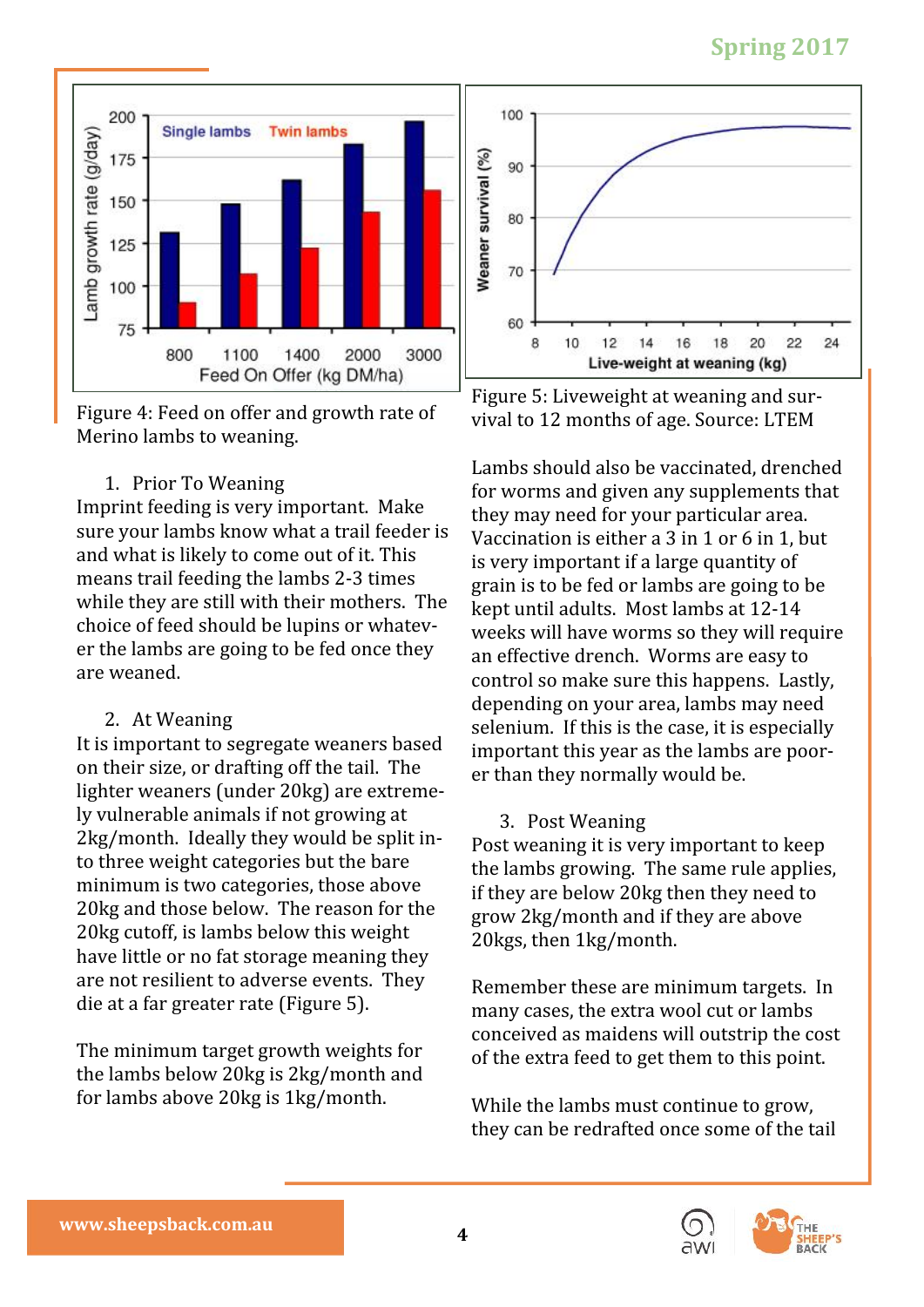Figure 4: Feed on offer and growth rate of Merino lambs to weaning.

Figure 5: Liveweight at weaning and survival to 12 months of age. Source: LTEM

1. Prior To Weaning

Imprint feeding is very important. Make sure your lambs know what a trail feeder is and what is likely to come out of it. This means trail feeding the lambs 2-3 times while they are still with their mothers. The choice of feed should be lupins or whatever the lambs are going to be fed once they are weaned.

2. At Weaning

It is important to segregate weaners based on their size, or drafting off the tail. The lighter weaners (under 20kg) are extremely vulnerable animals if not growing at 2kg/month. Ideally they would be split into three weight categories but the bare minimum is two categories, those above 20kg and those below. The reason for the 20kg cutoff, is lambs below this weight have little or no fat storage meaning they are not resilient to adverse events. They die at a far greater rate (Figure 5).

The minimum target growth weights for the lambs below 20kg is 2kg/month and for lambs above 20kg is 1kg/month.

Lambs should also be vaccinated, drenched for worms and given any supplements that they may need for your particular area. Vaccination is either a 3 in 1 or 6 in 1, but is very important if a large quantity of grain is to be fed or lambs are going to be kept until adults. Most lambs at 12-14 weeks will have worms so they will require an effective drench. Worms are easy to control so make sure this happens. Lastly, depending on your area, lambs may need selenium. If this is the case, it is especially important this year as the lambs are poorer than they normally would be.

3. Post Weaning

Post weaning it is very important to keep the lambs growing. The same rule applies, if they are below 20kg then they need to grow 2kg/month and if they are above 20kgs, then 1kg/month.

Remember these are minimum targets. In many cases, the extra wool cut or lambs conceived as maidens will outstrip the cost of the extra feed to get them to this point.

While the lambs must continue to grow, they can be redrafted once some of the tail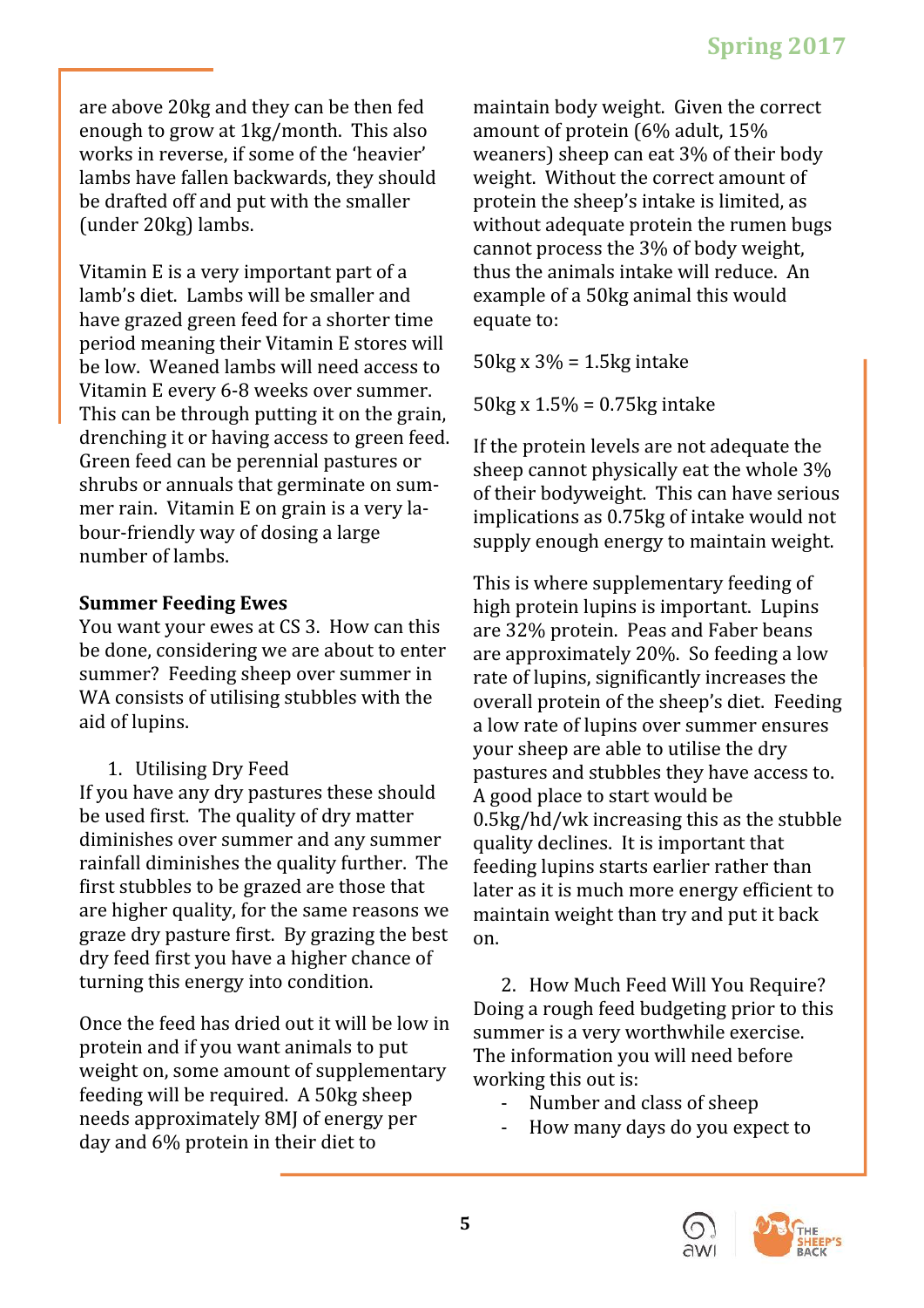are above 20kg and they can be then fed enough to grow at 1kg/month. This also works in reverse, if some of the 'heavier' lambs have fallen backwards, they should be drafted off and put with the smaller (under 20kg) lambs.

Vitamin E is a very important part of a lamb's diet. Lambs will be smaller and have grazed green feed for a shorter time period meaning their Vitamin E stores will be low. Weaned lambs will need access to Vitamin E every 6-8 weeks over summer. This can be through putting it on the grain, drenching it or having access to green feed. Green feed can be perennial pastures or shrubs or annuals that germinate on summer rain. Vitamin E on grain is a very labour-friendly way of dosing a large number of lambs.

**Summer Feeding Ewes**

You want your ewes at CS 3. How can this be done, considering we are about to enter summer? Feeding sheep over summer in WA consists of utilising stubbles with the aid of lupins.

1. Utilising Dry Feed

If you have any dry pastures these should be used first. The quality of dry matter diminishes over summer and any summer rainfall diminishes the quality further. The first stubbles to be grazed are those that are higher quality, for the same reasons we graze dry pasture first. By grazing the best dry feed first you have a higher chance of turning this energy into condition.

Once the feed has dried out it will be low in protein and if you want animals to put weight on, some amount of supplementary feeding will be required. A 50kg sheep needs approximately 8MJ of energy per day and 6% protein in their diet to maintain body weight. Given the correct amount of protein (6% adult, 15% weaners) sheep can eat 3% of their body weight. Without the correct amount of protein the sheep's intake is limited, as without adequate protein the rumen bugs cannot process the 3% of body weight, thus the animals intake will reduce. An example of a 50kg animal this would equate to:

50kg x 3% = 1.5kg intake

50kg x 1.5% = 0.75kg intake

If the protein levels are not adequate the sheep cannot physically eat the whole 3% of their bodyweight. This can have serious implications as 0.75kg of intake would not supply enough energy to maintain weight.

This is where supplementary feeding of high protein lupins is important. Lupins are 32% protein. Peas and Faber beans are approximately 20%. So feeding a low rate of lupins, significantly increases the overall protein of the sheep's diet. Feeding a low rate of lupins over summer ensures your sheep are able to utilise the dry pastures and stubbles they have access to. A good place to start would be 0.5kg/hd/wk increasing this as the stubble quality declines. It is important that feeding lupins starts earlier rather than later as it is much more energy efficient to maintain weight than try and put it back on.

2. How Much Feed Will You Require?

Doing a rough feed budgeting prior to this summer is a very worthwhile exercise. The information you will need before working this out is:

- Number and class of sheep
- How many days do you expect to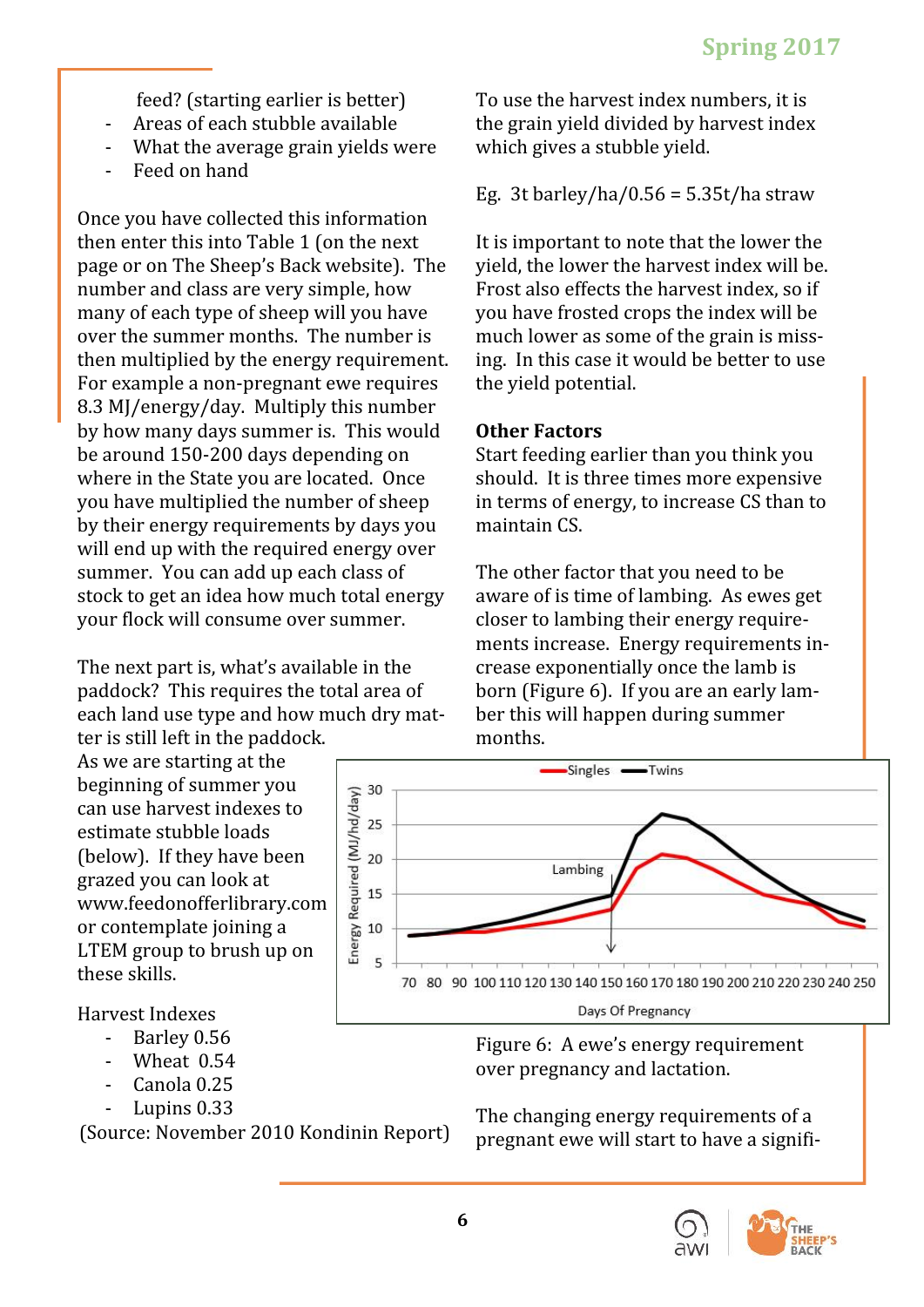feed? (starting earlier is better)

- Areas of each stubble available
- What the average grain yields were
- Feed on hand

Once you have collected this information then enter this into Table 1 (on the next page or on The Sheep's Back website). The number and class are very simple, how many of each type of sheep will you have over the summer months. The number is then multiplied by the energy requirement. For example a non-pregnant ewe requires 8.3 MJ/energy/day. Multiply this number by how many days summer is. This would be around 150-200 days depending on where in the State you are located. Once you have multiplied the number of sheep by their energy requirements by days you will end up with the required energy over summer. You can add up each class of stock to get an idea how much total energy your flock will consume over summer.

The next part is, what's available in the paddock? This requires the total area of each land use type and how much dry matter is still left in the paddock. As we are starting at the beginning of summer you can use harvest indexes to estimate stubble loads (below). If they have been grazed you can look at www.feedonofferlibrary.com or contemplate joining a LTEM group to brush up on these skills.

Harvest Indexes

- Barley 0.56
- Wheat 0.54
- Canola 0.25
- Lupins 0.33

(Source: November 2010 Kondinin Report)

To use the harvest index numbers, it is the grain yield divided by harvest index which gives a stubble yield.

Eg. 3t barley/ha/0.56 = 5.35t/ha straw

It is important to note that the lower the yield, the lower the harvest index will be. Frost also effects the harvest index, so if you have frosted crops the index will be much lower as some of the grain is missing. In this case it would be better to use the yield potential.

**Other Factors**

Start feeding earlier than you think you should. It is three times more expensive in terms of energy, to increase CS than to maintain CS.

The other factor that you need to be aware of is time of lambing. As ewes get closer to lambing their energy requirements increase. Energy requirements increase exponentially once the lamb is born (Figure 6). If you are an early lamber this will happen during summer months.

Figure 6: A ewe's energy requirement over pregnancy and lactation.

The changing energy requirements of a pregnant ewe will start to have a signifi-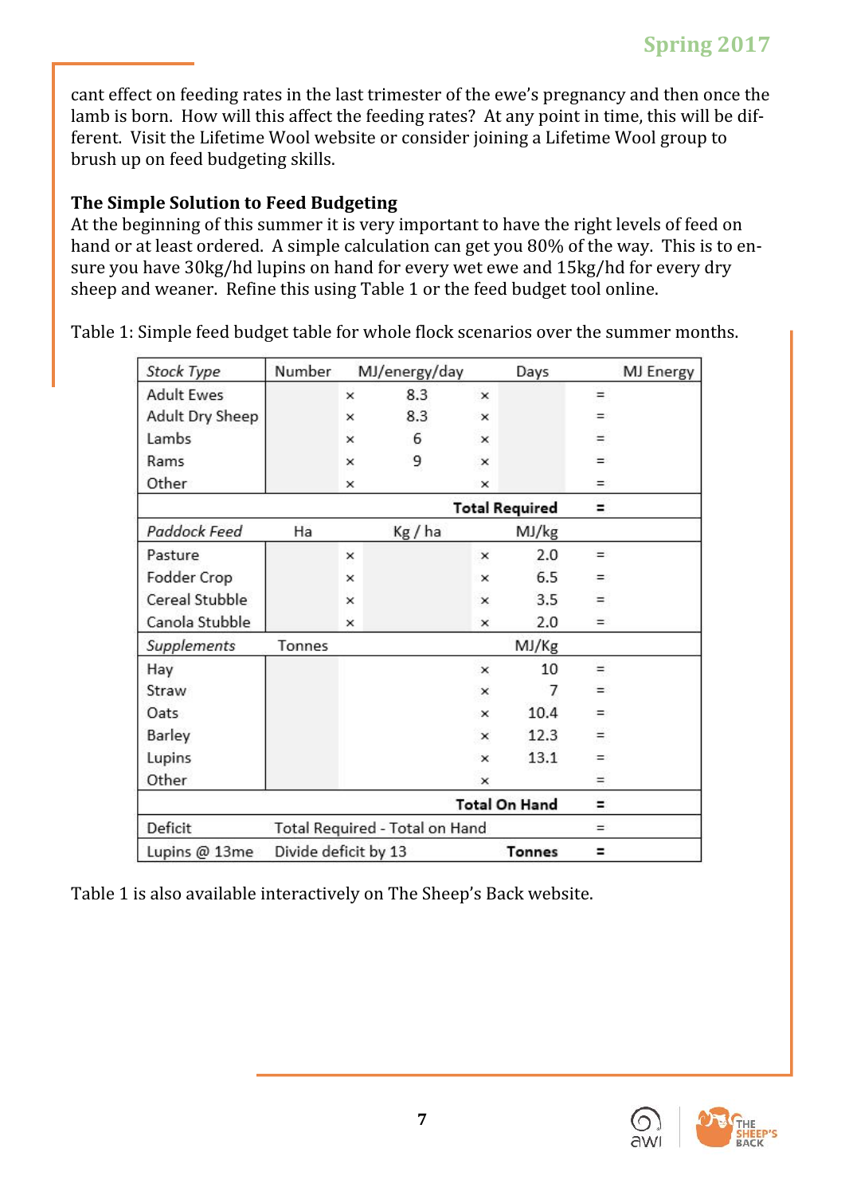cant effect on feeding rates in the last trimester of the ewe's pregnancy and then once the lamb is born. How will this affect the feeding rates? At any point in time, this will be different. Visit the Lifetime Wool website or consider joining a Lifetime Wool group to brush up on feed budgeting skills.

**The Simple Solution to Feed Budgeting**

At the beginning of this summer it is very important to have the right levels of feed on hand or at least ordered. A simple calculation can get you 80% of the way. This is to ensure you have 30kg/hd lupins on hand for every wet ewe and 15kg/hd for every dry sheep and weaner. Refine this using Table 1 or the feed budget tool online.

Table 1: Simple feed budget table for whole flock scenarios over the summer months.

| *Stock Type* | Number | | MJ/energy/day | | Days | | MJ Energy |
|---|---|---|---|---|---|---|---|
| Adult Ewes | | × | 8.3 | × | | = | |
| Adult Dry Sheep | | × | 8.3 | × | | = | |
| Lambs | | × | 6 | × | | = | |
| Rams | | × | 9 | × | | = | |
| Other | | × | | × | | = | |
| | | | | | **Total Required** | **=** | |
| *Paddock Feed* | Ha | | Kg / ha | | MJ/kg | | |
| Pasture | | × | | × | 2.0 | = | |
| Fodder Crop | | × | | × | 6.5 | = | |
| Cereal Stubble | | × | | × | 3.5 | = | |
| Canola Stubble | | × | | × | 2.0 | = | |
| *Supplements* | Tonnes | | | | MJ/Kg | | |
| Hay | | | | × | 10 | = | |
| Straw | | | | × | 7 | = | |
| Oats | | | | × | 10.4 | = | |
| Barley | | | | × | 12.3 | = | |
| Lupins | | | | × | 13.1 | = | |
| Other | | | | × | | = | |
| | | | | | **Total On Hand** | **=** | |
| Deficit | Total Required - Total on Hand | | | | | = | |
| Lupins @ 13me | Divide deficit by 13 | | | | **Tonnes** | **=** | |

Table 1 is also available interactively on The Sheep's Back website.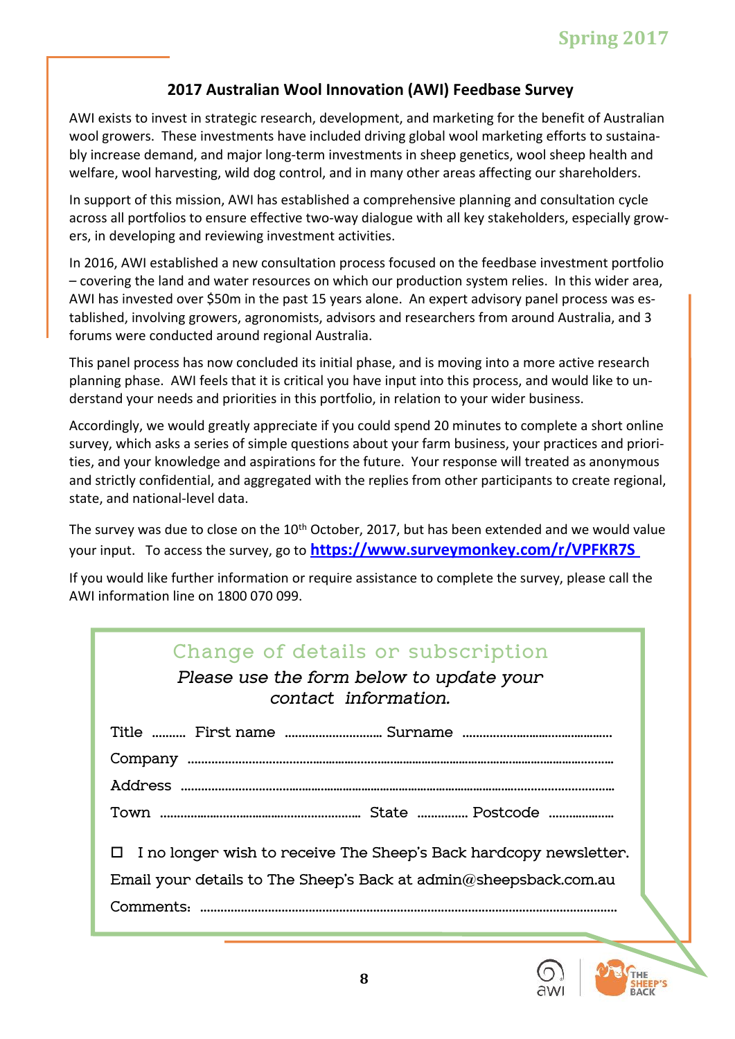## 2017 Australian Wool Innovation (AWI) Feedbase Survey

AWI exists to invest in strategic research, development, and marketing for the benefit of Australian wool growers. These investments have included driving global wool marketing efforts to sustainably increase demand, and major long-term investments in sheep genetics, wool sheep health and welfare, wool harvesting, wild dog control, and in many other areas affecting our shareholders.

In support of this mission, AWI has established a comprehensive planning and consultation cycle across all portfolios to ensure effective two-way dialogue with all key stakeholders, especially growers, in developing and reviewing investment activities.

In 2016, AWI established a new consultation process focused on the feedbase investment portfolio – covering the land and water resources on which our production system relies. In this wider area, AWI has invested over $50m in the past 15 years alone. An expert advisory panel process was established, involving growers, agronomists, advisors and researchers from around Australia, and 3 forums were conducted around regional Australia.

This panel process has now concluded its initial phase, and is moving into a more active research planning phase. AWI feels that it is critical you have input into this process, and would like to understand your needs and priorities in this portfolio, in relation to your wider business.

Accordingly, we would greatly appreciate if you could spend 20 minutes to complete a short online survey, which asks a series of simple questions about your farm business, your practices and priorities, and your knowledge and aspirations for the future. Your response will treated as anonymous and strictly confidential, and aggregated with the replies from other participants to create regional, state, and national-level data.

The survey was due to close on the 10th October, 2017, but has been extended and we would value your input. To access the survey, go to **https://www.surveymonkey.com/r/VPFKR7S**

If you would like further information or require assistance to complete the survey, please call the AWI information line on 1800 070 099.

## Change of details or subscription

*Please use the form below to update your contact information.*

Title .......... First name ............................ Surname ............................................

Company ..........................................................................................................................

Address ............................................................................................................................

Town ........................................................ State ............... Postcode ...................

☐ I no longer wish to receive The Sheep's Back hardcopy newsletter.

Email your details to The Sheep's Back at admin@sheepsback.com.au

Comments: .........................................................................................................................